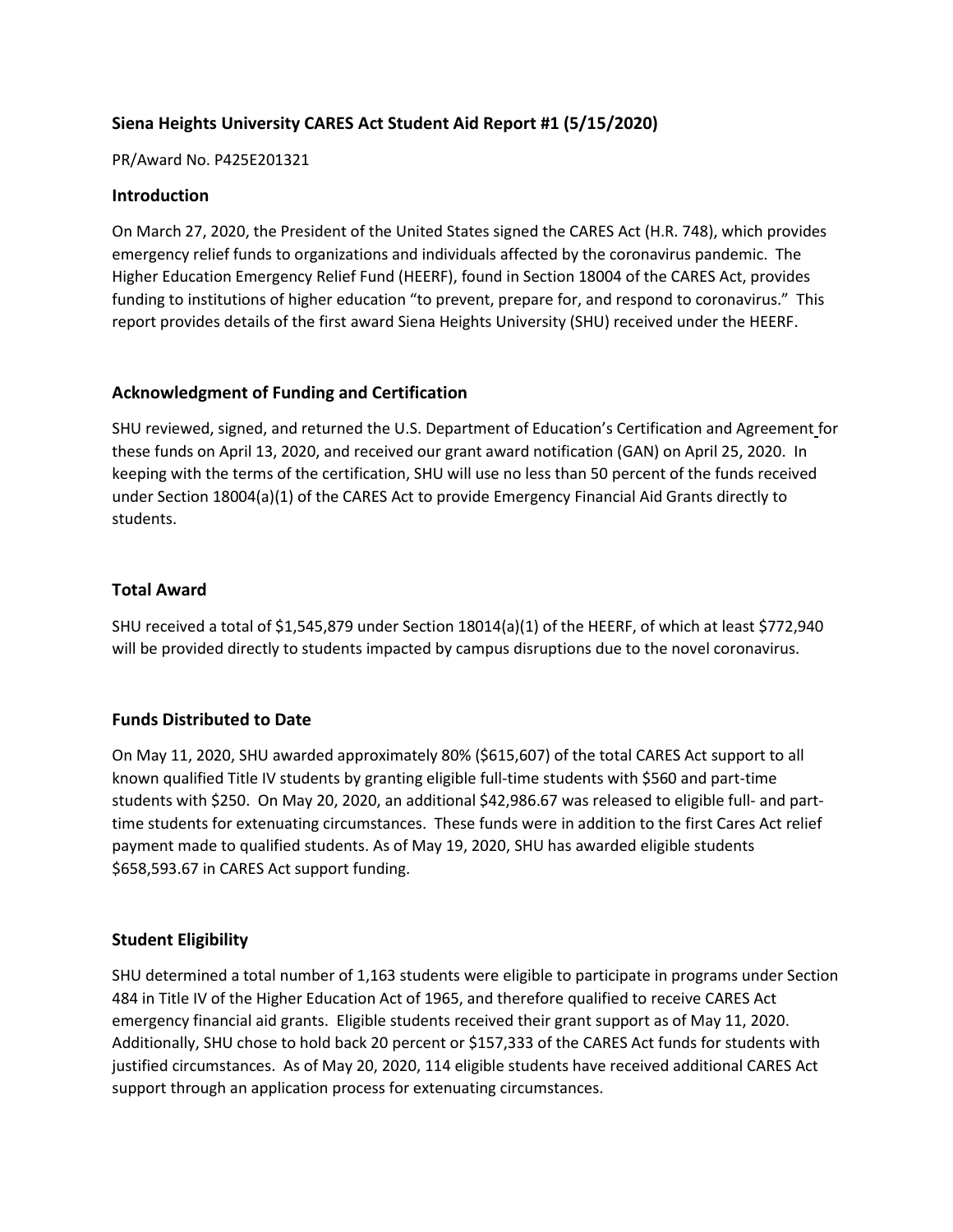### Siena Heights University CARES Act Student Aid Report #1 (5/15/2020)

PR/Award No. P425E201321

### Introduction

On March 27, 2020, the President of the United States signed the CARES Act (H.R. 748), which provides emergency relief funds to organizations and individuals affected by the coronavirus pandemic. The Higher Education Emergency Relief Fund (HEERF), found in Section 18004 of the CARES Act, provides funding to institutions of higher education "to prevent, prepare for, and respond to coronavirus." This report provides details of the first award Siena Heights University (SHU) received under the HEERF.

### Acknowledgment of Funding and Certification

SHU reviewed, signed, and returned the U.S. Department of Education's Certification and Agreement for these funds on April 13, 2020, and received our grant award notification (GAN) on April 25, 2020. In keeping with the terms of the certification, SHU will use no less than 50 percent of the funds received under Section 18004(a)(1) of the CARES Act to provide Emergency Financial Aid Grants directly to students.

### Total Award

SHU received a total of $1,545,879 under Section 18014(a)(1) of the HEERF, of which at least $772,940 will be provided directly to students impacted by campus disruptions due to the novel coronavirus.

### Funds Distributed to Date

On May 11, 2020, SHU awarded approximately 80% ($615,607) of the total CARES Act support to all known qualified Title IV students by granting eligible full-time students with $560 and part-time students with $250. On May 20, 2020, an additional $42,986.67 was released to eligible full- and part-time students for extenuating circumstances. These funds were in addition to the first Cares Act relief payment made to qualified students. As of May 19, 2020, SHU has awarded eligible students $658,593.67 in CARES Act support funding.

### Student Eligibility

SHU determined a total number of 1,163 students were eligible to participate in programs under Section 484 in Title IV of the Higher Education Act of 1965, and therefore qualified to receive CARES Act emergency financial aid grants. Eligible students received their grant support as of May 11, 2020. Additionally, SHU chose to hold back 20 percent or $157,333 of the CARES Act funds for students with justified circumstances. As of May 20, 2020, 114 eligible students have received additional CARES Act support through an application process for extenuating circumstances.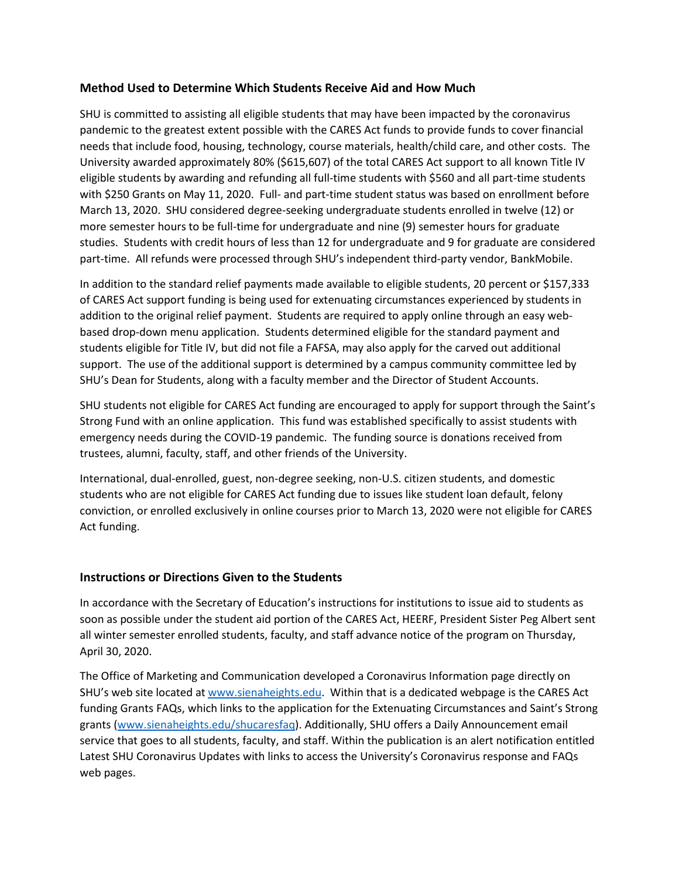## Method Used to Determine Which Students Receive Aid and How Much

SHU is committed to assisting all eligible students that may have been impacted by the coronavirus pandemic to the greatest extent possible with the CARES Act funds to provide funds to cover financial needs that include food, housing, technology, course materials, health/child care, and other costs. The University awarded approximately 80% ($615,607) of the total CARES Act support to all known Title IV eligible students by awarding and refunding all full-time students with $560 and all part-time students with $250 Grants on May 11, 2020. Full- and part-time student status was based on enrollment before March 13, 2020. SHU considered degree-seeking undergraduate students enrolled in twelve (12) or more semester hours to be full-time for undergraduate and nine (9) semester hours for graduate studies. Students with credit hours of less than 12 for undergraduate and 9 for graduate are considered part-time. All refunds were processed through SHU's independent third-party vendor, BankMobile.

In addition to the standard relief payments made available to eligible students, 20 percent or $157,333 of CARES Act support funding is being used for extenuating circumstances experienced by students in addition to the original relief payment. Students are required to apply online through an easy web-based drop-down menu application. Students determined eligible for the standard payment and students eligible for Title IV, but did not file a FAFSA, may also apply for the carved out additional support. The use of the additional support is determined by a campus community committee led by SHU's Dean for Students, along with a faculty member and the Director of Student Accounts.

SHU students not eligible for CARES Act funding are encouraged to apply for support through the Saint's Strong Fund with an online application. This fund was established specifically to assist students with emergency needs during the COVID-19 pandemic. The funding source is donations received from trustees, alumni, faculty, staff, and other friends of the University.

International, dual-enrolled, guest, non-degree seeking, non-U.S. citizen students, and domestic students who are not eligible for CARES Act funding due to issues like student loan default, felony conviction, or enrolled exclusively in online courses prior to March 13, 2020 were not eligible for CARES Act funding.

## Instructions or Directions Given to the Students

In accordance with the Secretary of Education's instructions for institutions to issue aid to students as soon as possible under the student aid portion of the CARES Act, HEERF, President Sister Peg Albert sent all winter semester enrolled students, faculty, and staff advance notice of the program on Thursday, April 30, 2020.

The Office of Marketing and Communication developed a Coronavirus Information page directly on SHU's web site located at [www.sienaheights.edu](http://www.sienaheights.edu). Within that is a dedicated webpage is the CARES Act funding Grants FAQs, which links to the application for the Extenuating Circumstances and Saint's Strong grants ([www.sienaheights.edu/shucaresfaq](http://www.sienaheights.edu/shucaresfaq)). Additionally, SHU offers a Daily Announcement email service that goes to all students, faculty, and staff. Within the publication is an alert notification entitled Latest SHU Coronavirus Updates with links to access the University's Coronavirus response and FAQs web pages.